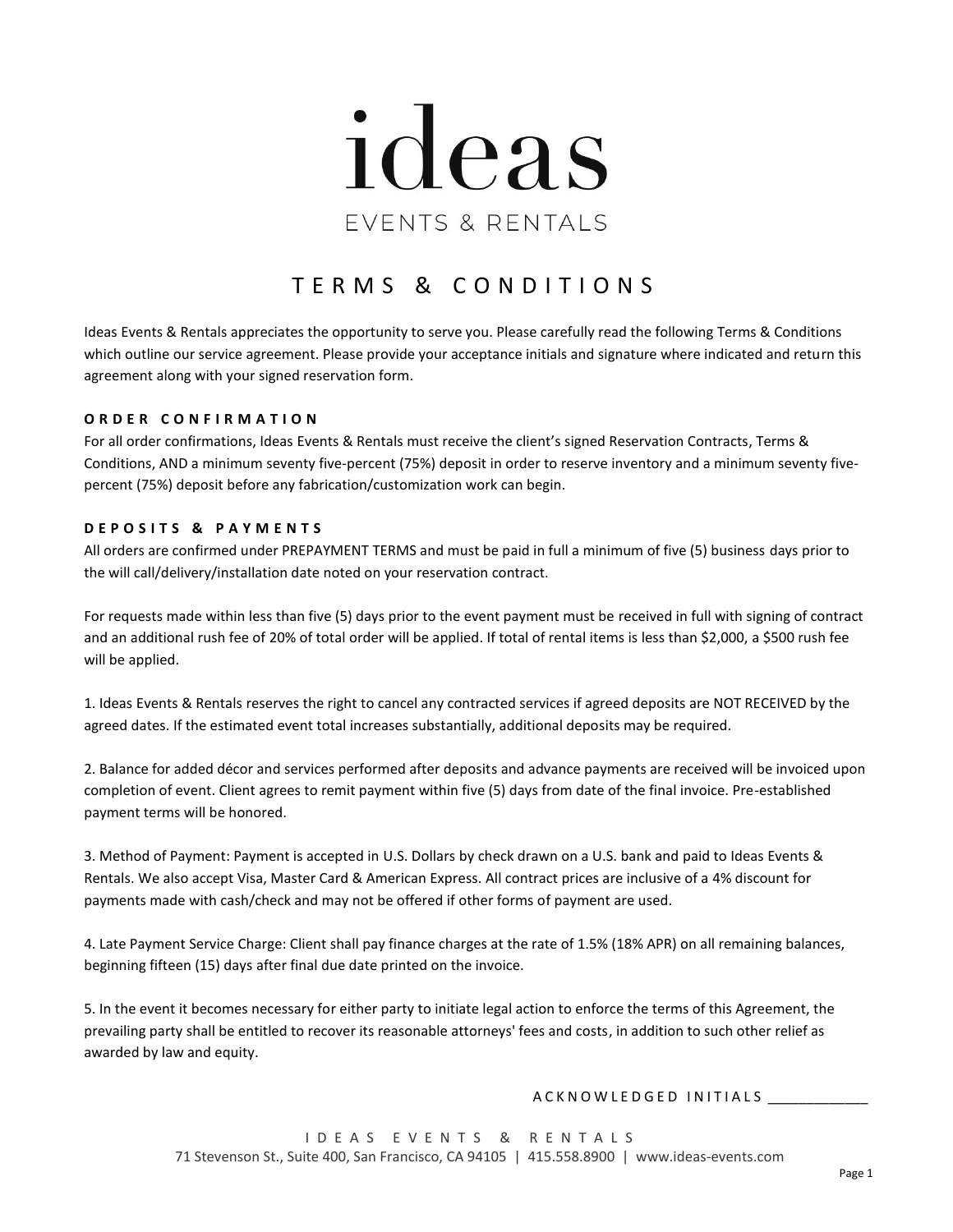# ideas

EVENTS & RENTALS

## TERMS & CONDITIONS

Ideas Events & Rentals appreciates the opportunity to serve you. Please carefully read the following Terms & Conditions which outline our service agreement. Please provide your acceptance initials and signature where indicated and return this agreement along with your signed reservation form.

### ORDER CONFIRMATION

For all order confirmations, Ideas Events & Rentals must receive the client's signed Reservation Contracts, Terms & Conditions, AND a minimum seventy five-percent (75%) deposit in order to reserve inventory and a minimum seventy five-percent (75%) deposit before any fabrication/customization work can begin.

### DEPOSITS & PAYMENTS

All orders are confirmed under PREPAYMENT TERMS and must be paid in full a minimum of five (5) business days prior to the will call/delivery/installation date noted on your reservation contract.

For requests made within less than five (5) days prior to the event payment must be received in full with signing of contract and an additional rush fee of 20% of total order will be applied. If total of rental items is less than $2,000, a $500 rush fee will be applied.

1. Ideas Events & Rentals reserves the right to cancel any contracted services if agreed deposits are NOT RECEIVED by the agreed dates. If the estimated event total increases substantially, additional deposits may be required.

2. Balance for added décor and services performed after deposits and advance payments are received will be invoiced upon completion of event. Client agrees to remit payment within five (5) days from date of the final invoice. Pre-established payment terms will be honored.

3. Method of Payment: Payment is accepted in U.S. Dollars by check drawn on a U.S. bank and paid to Ideas Events & Rentals. We also accept Visa, Master Card & American Express. All contract prices are inclusive of a 4% discount for payments made with cash/check and may not be offered if other forms of payment are used.

4. Late Payment Service Charge: Client shall pay finance charges at the rate of 1.5% (18% APR) on all remaining balances, beginning fifteen (15) days after final due date printed on the invoice.

5. In the event it becomes necessary for either party to initiate legal action to enforce the terms of this Agreement, the prevailing party shall be entitled to recover its reasonable attorneys' fees and costs, in addition to such other relief as awarded by law and equity.

ACKNOWLEDGED INITIALS ____________

IDEAS EVENTS & RENTALS
71 Stevenson St., Suite 400, San Francisco, CA 94105 | 415.558.8900 | www.ideas-events.com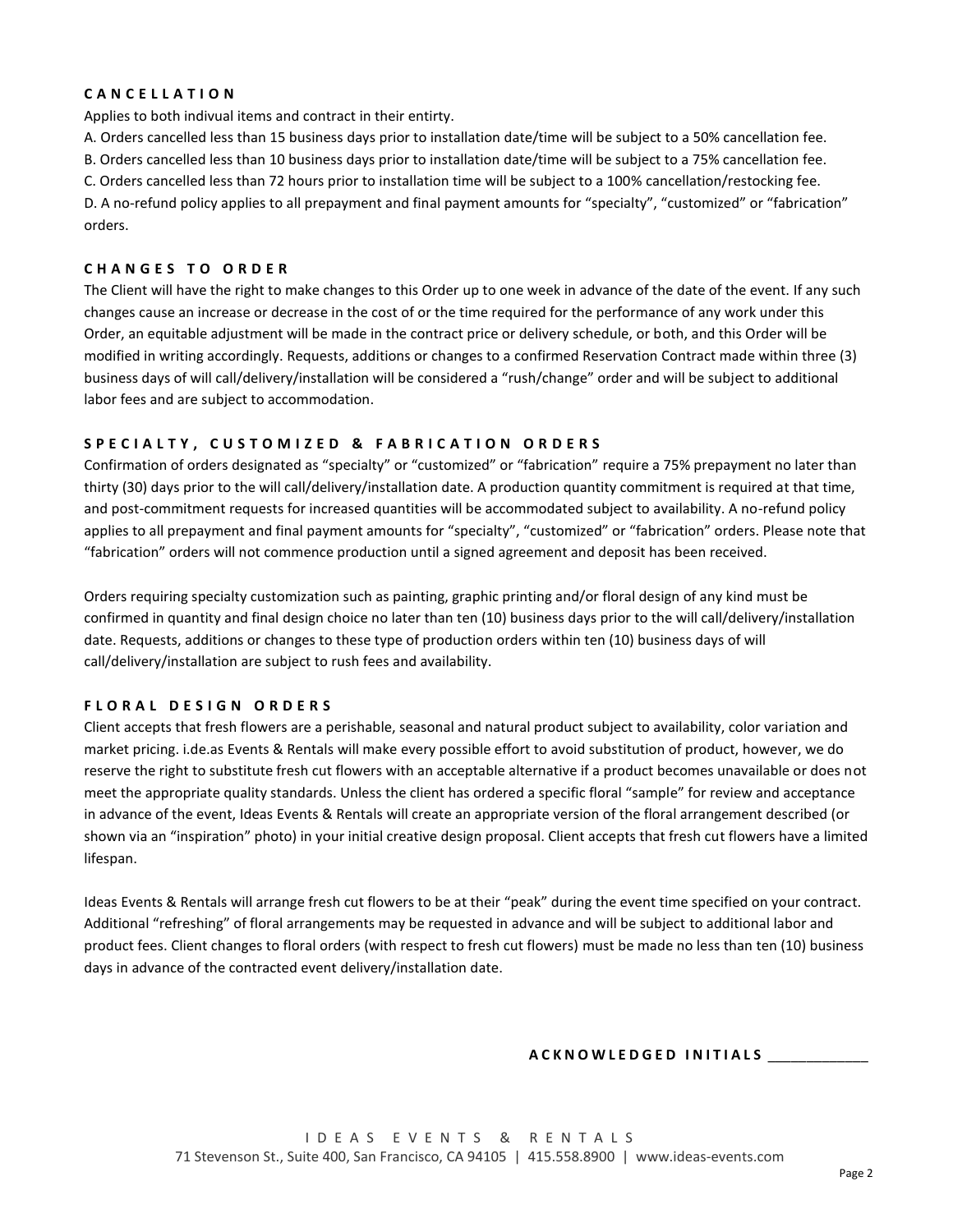## CANCELLATION

Applies to both indivual items and contract in their entirty.

A. Orders cancelled less than 15 business days prior to installation date/time will be subject to a 50% cancellation fee.

B. Orders cancelled less than 10 business days prior to installation date/time will be subject to a 75% cancellation fee.

C. Orders cancelled less than 72 hours prior to installation time will be subject to a 100% cancellation/restocking fee.

D. A no-refund policy applies to all prepayment and final payment amounts for "specialty", "customized" or "fabrication" orders.

## CHANGES TO ORDER

The Client will have the right to make changes to this Order up to one week in advance of the date of the event. If any such changes cause an increase or decrease in the cost of or the time required for the performance of any work under this Order, an equitable adjustment will be made in the contract price or delivery schedule, or both, and this Order will be modified in writing accordingly. Requests, additions or changes to a confirmed Reservation Contract made within three (3) business days of will call/delivery/installation will be considered a "rush/change" order and will be subject to additional labor fees and are subject to accommodation.

## SPECIALTY, CUSTOMIZED & FABRICATION ORDERS

Confirmation of orders designated as "specialty" or "customized" or "fabrication" require a 75% prepayment no later than thirty (30) days prior to the will call/delivery/installation date. A production quantity commitment is required at that time, and post-commitment requests for increased quantities will be accommodated subject to availability. A no-refund policy applies to all prepayment and final payment amounts for "specialty", "customized" or "fabrication" orders. Please note that "fabrication" orders will not commence production until a signed agreement and deposit has been received.

Orders requiring specialty customization such as painting, graphic printing and/or floral design of any kind must be confirmed in quantity and final design choice no later than ten (10) business days prior to the will call/delivery/installation date. Requests, additions or changes to these type of production orders within ten (10) business days of will call/delivery/installation are subject to rush fees and availability.

## FLORAL DESIGN ORDERS

Client accepts that fresh flowers are a perishable, seasonal and natural product subject to availability, color variation and market pricing. i.de.as Events & Rentals will make every possible effort to avoid substitution of product, however, we do reserve the right to substitute fresh cut flowers with an acceptable alternative if a product becomes unavailable or does not meet the appropriate quality standards. Unless the client has ordered a specific floral "sample" for review and acceptance in advance of the event, Ideas Events & Rentals will create an appropriate version of the floral arrangement described (or shown via an "inspiration" photo) in your initial creative design proposal. Client accepts that fresh cut flowers have a limited lifespan.

Ideas Events & Rentals will arrange fresh cut flowers to be at their "peak" during the event time specified on your contract. Additional "refreshing" of floral arrangements may be requested in advance and will be subject to additional labor and product fees. Client changes to floral orders (with respect to fresh cut flowers) must be made no less than ten (10) business days in advance of the contracted event delivery/installation date.

**ACKNOWLEDGED INITIALS** ____________

IDEAS EVENTS & RENTALS
71 Stevenson St., Suite 400, San Francisco, CA 94105 | 415.558.8900 | www.ideas-events.com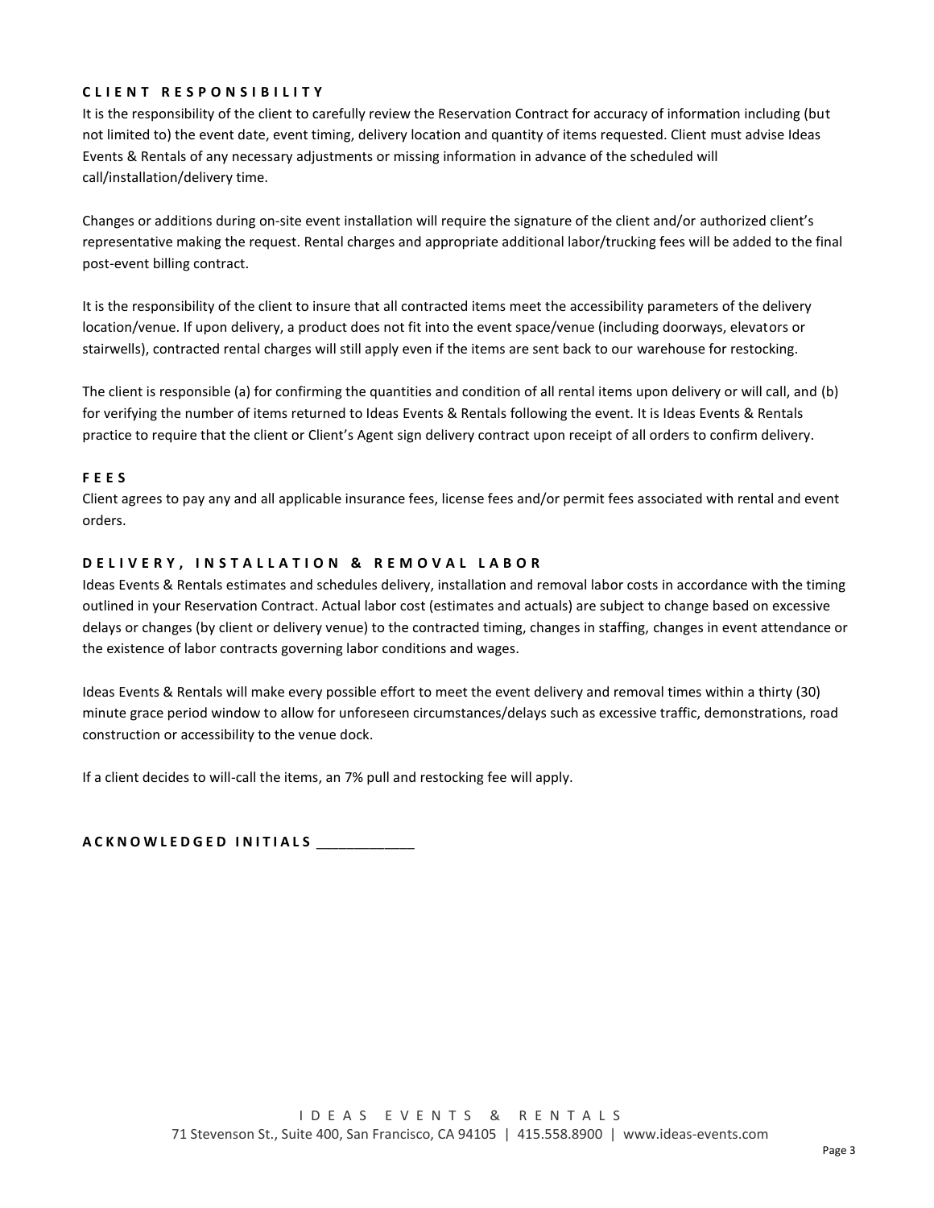## CLIENT RESPONSIBILITY

It is the responsibility of the client to carefully review the Reservation Contract for accuracy of information including (but not limited to) the event date, event timing, delivery location and quantity of items requested. Client must advise Ideas Events & Rentals of any necessary adjustments or missing information in advance of the scheduled will call/installation/delivery time.

Changes or additions during on-site event installation will require the signature of the client and/or authorized client's representative making the request. Rental charges and appropriate additional labor/trucking fees will be added to the final post-event billing contract.

It is the responsibility of the client to insure that all contracted items meet the accessibility parameters of the delivery location/venue. If upon delivery, a product does not fit into the event space/venue (including doorways, elevators or stairwells), contracted rental charges will still apply even if the items are sent back to our warehouse for restocking.

The client is responsible (a) for confirming the quantities and condition of all rental items upon delivery or will call, and (b) for verifying the number of items returned to Ideas Events & Rentals following the event. It is Ideas Events & Rentals practice to require that the client or Client's Agent sign delivery contract upon receipt of all orders to confirm delivery.

## FEES

Client agrees to pay any and all applicable insurance fees, license fees and/or permit fees associated with rental and event orders.

## DELIVERY, INSTALLATION & REMOVAL LABOR

Ideas Events & Rentals estimates and schedules delivery, installation and removal labor costs in accordance with the timing outlined in your Reservation Contract. Actual labor cost (estimates and actuals) are subject to change based on excessive delays or changes (by client or delivery venue) to the contracted timing, changes in staffing, changes in event attendance or the existence of labor contracts governing labor conditions and wages.

Ideas Events & Rentals will make every possible effort to meet the event delivery and removal times within a thirty (30) minute grace period window to allow for unforeseen circumstances/delays such as excessive traffic, demonstrations, road construction or accessibility to the venue dock.

If a client decides to will-call the items, an 7% pull and restocking fee will apply.

**ACKNOWLEDGED INITIALS** ____________

IDEAS EVENTS & RENTALS
71 Stevenson St., Suite 400, San Francisco, CA 94105 | 415.558.8900 | www.ideas-events.com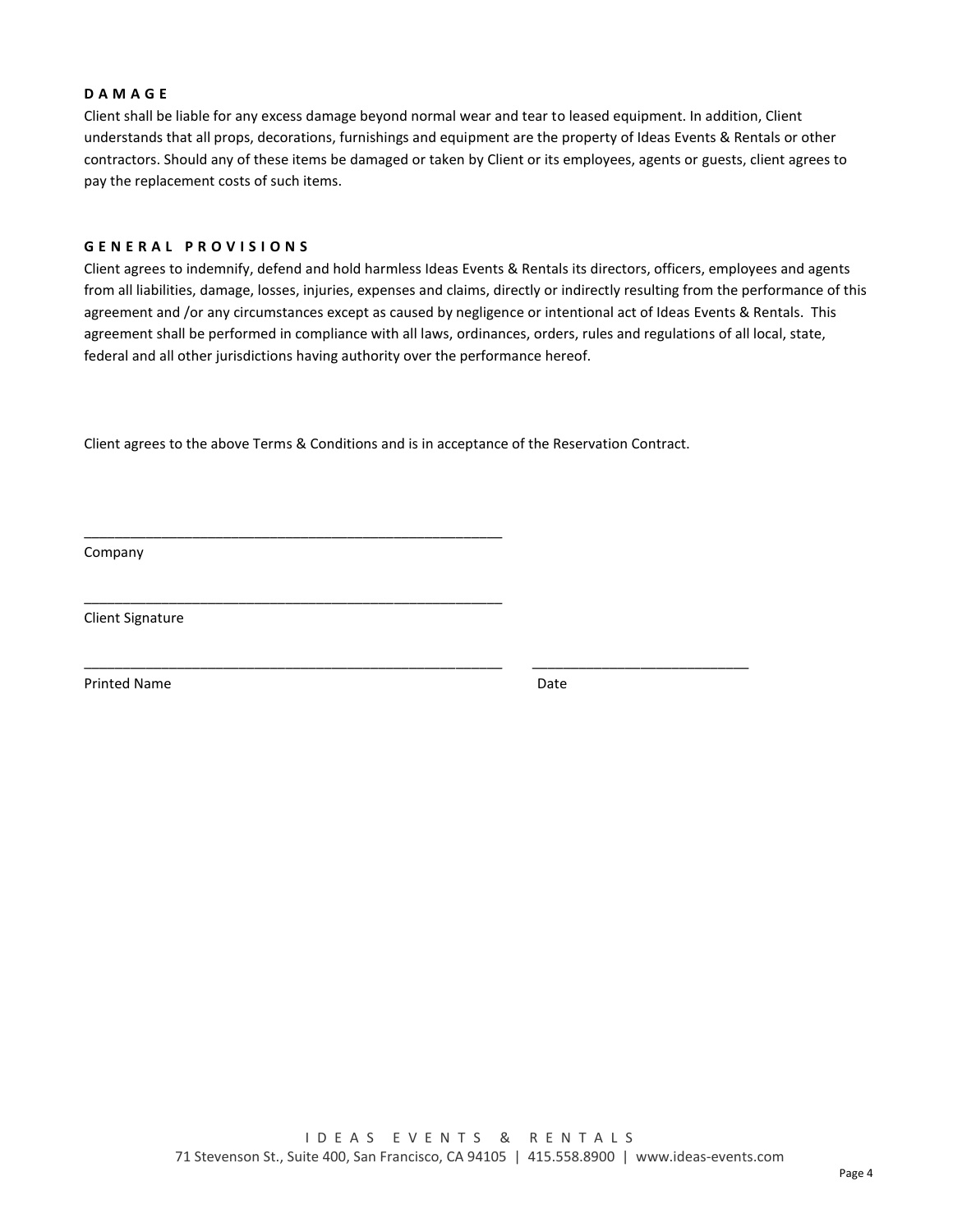## DAMAGE

Client shall be liable for any excess damage beyond normal wear and tear to leased equipment. In addition, Client understands that all props, decorations, furnishings and equipment are the property of Ideas Events & Rentals or other contractors. Should any of these items be damaged or taken by Client or its employees, agents or guests, client agrees to pay the replacement costs of such items.

## GENERAL PROVISIONS

Client agrees to indemnify, defend and hold harmless Ideas Events & Rentals its directors, officers, employees and agents from all liabilities, damage, losses, injuries, expenses and claims, directly or indirectly resulting from the performance of this agreement and /or any circumstances except as caused by negligence or intentional act of Ideas Events & Rentals. This agreement shall be performed in compliance with all laws, ordinances, orders, rules and regulations of all local, state, federal and all other jurisdictions having authority over the performance hereof.

Client agrees to the above Terms & Conditions and is in acceptance of the Reservation Contract.

_______________________________________________________

Company

_______________________________________________________

Client Signature

_______________________________________________________ ____________________________

Printed Name Date

IDEAS EVENTS & RENTALS

71 Stevenson St., Suite 400, San Francisco, CA 94105 | 415.558.8900 | www.ideas-events.com